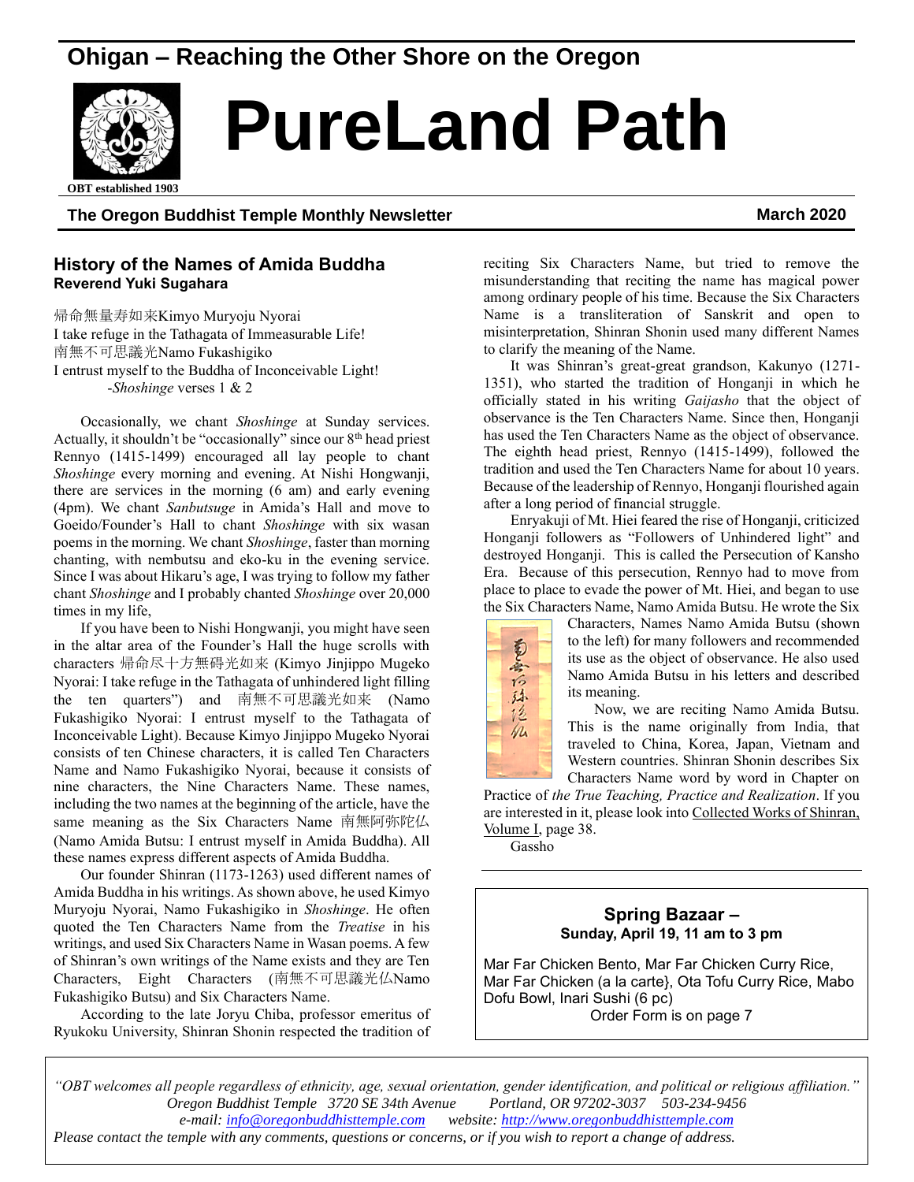# Ohigan – Reaching the Other Shore on the Oregon

# PureLand Path

OBT established 1903

**The Oregon Buddhist Temple Monthly Newsletter** **March 2020**

## History of the Names of Amida Buddha

**Reverend Yuki Sugahara**

帰命無量寿如来Kimyo Muryoju Nyorai
I take refuge in the Tathagata of Immeasurable Life!
南無不可思議光Namo Fukashigiko
I entrust myself to the Buddha of Inconceivable Light!
-*Shoshinge* verses 1 & 2

Occasionally, we chant *Shoshinge* at Sunday services. Actually, it shouldn't be "occasionally" since our 8th head priest Rennyo (1415-1499) encouraged all lay people to chant *Shoshinge* every morning and evening. At Nishi Hongwanji, there are services in the morning (6 am) and early evening (4pm). We chant *Sanbutsuge* in Amida's Hall and move to Goeido/Founder's Hall to chant *Shoshinge* with six wasan poems in the morning. We chant *Shoshinge*, faster than morning chanting, with nembutsu and eko-ku in the evening service. Since I was about Hikaru's age, I was trying to follow my father chant *Shoshinge* and I probably chanted *Shoshinge* over 20,000 times in my life,

If you have been to Nishi Hongwanji, you might have seen in the altar area of the Founder's Hall the huge scrolls with characters 帰命尽十方無碍光如来 (Kimyo Jinjippo Mugeko Nyorai: I take refuge in the Tathagata of unhindered light filling the ten quarters") and 南無不可思議光如来 (Namo Fukashigiko Nyorai: I entrust myself to the Tathagata of Inconceivable Light). Because Kimyo Jinjippo Mugeko Nyorai consists of ten Chinese characters, it is called Ten Characters Name and Namo Fukashigiko Nyorai, because it consists of nine characters, the Nine Characters Name. These names, including the two names at the beginning of the article, have the same meaning as the Six Characters Name 南無阿弥陀仏 (Namo Amida Butsu: I entrust myself in Amida Buddha). All these names express different aspects of Amida Buddha.

Our founder Shinran (1173-1263) used different names of Amida Buddha in his writings. As shown above, he used Kimyo Muryoju Nyorai, Namo Fukashigiko in *Shoshinge*. He often quoted the Ten Characters Name from the *Treatise* in his writings, and used Six Characters Name in Wasan poems. A few of Shinran's own writings of the Name exists and they are Ten Characters, Eight Characters (南無不可思議光仏Namo Fukashigiko Butsu) and Six Characters Name.

According to the late Joryu Chiba, professor emeritus of Ryukoku University, Shinran Shonin respected the tradition of reciting Six Characters Name, but tried to remove the misunderstanding that reciting the name has magical power among ordinary people of his time. Because the Six Characters Name is a transliteration of Sanskrit and open to misinterpretation, Shinran Shonin used many different Names to clarify the meaning of the Name.

It was Shinran's great-great grandson, Kakunyo (1271-1351), who started the tradition of Honganji in which he officially stated in his writing *Gaijasho* that the object of observance is the Ten Characters Name. Since then, Honganji has used the Ten Characters Name as the object of observance. The eighth head priest, Rennyo (1415-1499), followed the tradition and used the Ten Characters Name for about 10 years. Because of the leadership of Rennyo, Honganji flourished again after a long period of financial struggle.

Enryakuji of Mt. Hiei feared the rise of Honganji, criticized Honganji followers as "Followers of Unhindered light" and destroyed Honganji. This is called the Persecution of Kansho Era. Because of this persecution, Rennyo had to move from place to place to evade the power of Mt. Hiei, and began to use the Six Characters Name, Namo Amida Butsu. He wrote the Six Characters, Names Namo Amida Butsu (shown to the left) for many followers and recommended its use as the object of observance. He also used Namo Amida Butsu in his letters and described its meaning.

Now, we are reciting Namo Amida Butsu. This is the name originally from India, that traveled to China, Korea, Japan, Vietnam and Western countries. Shinran Shonin describes Six Characters Name word by word in Chapter on Practice of *the True Teaching, Practice and Realization*. If you are interested in it, please look into Collected Works of Shinran, Volume I, page 38.

Gassho

---

### Spring Bazaar –
**Sunday, April 19, 11 am to 3 pm**

Mar Far Chicken Bento, Mar Far Chicken Curry Rice, Mar Far Chicken (a la carte}, Ota Tofu Curry Rice, Mabo Dofu Bowl, Inari Sushi (6 pc)

Order Form is on page 7

---

*"OBT welcomes all people regardless of ethnicity, age, sexual orientation, gender identification, and political or religious affiliation."*
*Oregon Buddhist Temple 3720 SE 34th Avenue Portland, OR 97202-3037 503-234-9456*
*e-mail: info@oregonbuddhisttemple.com website: http://www.oregonbuddhisttemple.com*
*Please contact the temple with any comments, questions or concerns, or if you wish to report a change of address.*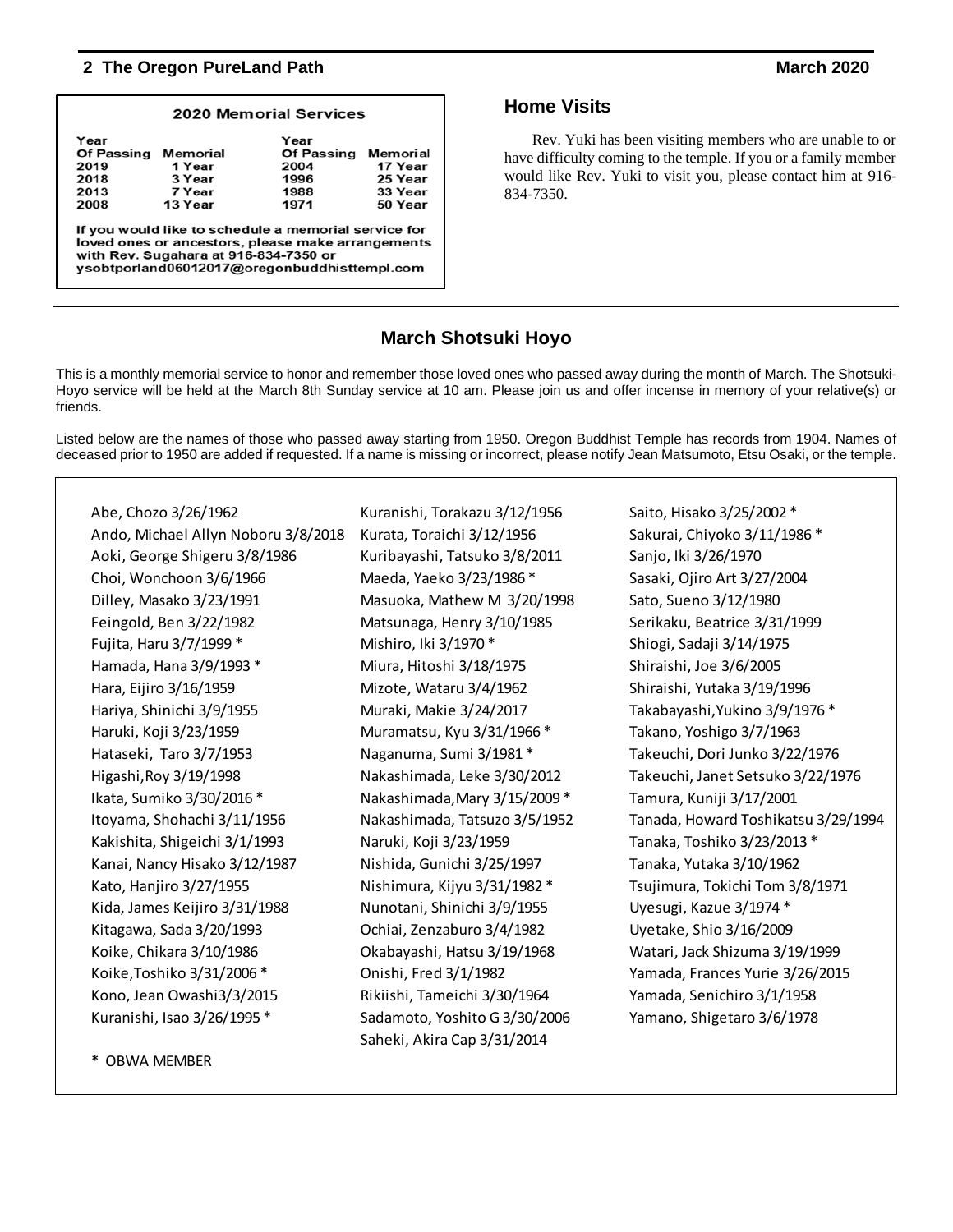## 2020 Memorial Services

| Year Of Passing | Memorial | Year Of Passing | Memorial |
|---|---|---|---|
| 2019 | 1 Year | 2004 | 17 Year |
| 2018 | 3 Year | 1996 | 25 Year |
| 2013 | 7 Year | 1988 | 33 Year |
| 2008 | 13 Year | 1971 | 50 Year |

If you would like to schedule a memorial service for loved ones or ancestors, please make arrangements with Rev. Sugahara at 916-834-7350 or ysobtporland06012017@oregonbuddhisttempl.com

## Home Visits

Rev. Yuki has been visiting members who are unable to or have difficulty coming to the temple. If you or a family member would like Rev. Yuki to visit you, please contact him at 916-834-7350.

## March Shotsuki Hoyo

This is a monthly memorial service to honor and remember those loved ones who passed away during the month of March. The Shotsuki-Hoyo service will be held at the March 8th Sunday service at 10 am. Please join us and offer incense in memory of your relative(s) or friends.

Listed below are the names of those who passed away starting from 1950. Oregon Buddhist Temple has records from 1904. Names of deceased prior to 1950 are added if requested. If a name is missing or incorrect, please notify Jean Matsumoto, Etsu Osaki, or the temple.

Abe, Chozo 3/26/1962
Ando, Michael Allyn Noboru 3/8/2018
Aoki, George Shigeru 3/8/1986
Choi, Wonchoon 3/6/1966
Dilley, Masako 3/23/1991
Feingold, Ben 3/22/1982
Fujita, Haru 3/7/1999 *
Hamada, Hana 3/9/1993 *
Hara, Eijiro 3/16/1959
Hariya, Shinichi 3/9/1955
Haruki, Koji 3/23/1959
Hataseki, Taro 3/7/1953
Higashi,Roy 3/19/1998
Ikata, Sumiko 3/30/2016 *
Itoyama, Shohachi 3/11/1956
Kakishita, Shigeichi 3/1/1993
Kanai, Nancy Hisako 3/12/1987
Kato, Hanjiro 3/27/1955
Kida, James Keijiro 3/31/1988
Kitagawa, Sada 3/20/1993
Koike, Chikara 3/10/1986
Koike,Toshiko 3/31/2006 *
Kono, Jean Owashi3/3/2015
Kuranishi, Isao 3/26/1995 *
Kuranishi, Torakazu 3/12/1956
Kurata, Toraichi 3/12/1956
Kuribayashi, Tatsuko 3/8/2011
Maeda, Yaeko 3/23/1986 *
Masuoka, Mathew M 3/20/1998
Matsunaga, Henry 3/10/1985
Mishiro, Iki 3/1970 *
Miura, Hitoshi 3/18/1975
Mizote, Wataru 3/4/1962
Muraki, Makie 3/24/2017
Muramatsu, Kyu 3/31/1966 *
Naganuma, Sumi 3/1981 *
Nakashimada, Leke 3/30/2012
Nakashimada,Mary 3/15/2009 *
Nakashimada, Tatsuzo 3/5/1952
Naruki, Koji 3/23/1959
Nishida, Gunichi 3/25/1997
Nishimura, Kijyu 3/31/1982 *
Nunotani, Shinichi 3/9/1955
Ochiai, Zenzaburo 3/4/1982
Okabayashi, Hatsu 3/19/1968
Onishi, Fred 3/1/1982
Rikiishi, Tameichi 3/30/1964
Sadamoto, Yoshito G 3/30/2006
Saheki, Akira Cap 3/31/2014
Saito, Hisako 3/25/2002 *
Sakurai, Chiyoko 3/11/1986 *
Sanjo, Iki 3/26/1970
Sasaki, Ojiro Art 3/27/2004
Sato, Sueno 3/12/1980
Serikaku, Beatrice 3/31/1999
Shiogi, Sadaji 3/14/1975
Shiraishi, Joe 3/6/2005
Shiraishi, Yutaka 3/19/1996
Takabayashi,Yukino 3/9/1976 *
Takano, Yoshigo 3/7/1963
Takeuchi, Dori Junko 3/22/1976
Takeuchi, Janet Setsuko 3/22/1976
Tamura, Kuniji 3/17/2001
Tanada, Howard Toshikatsu 3/29/1994
Tanaka, Toshiko 3/23/2013 *
Tanaka, Yutaka 3/10/1962
Tsujimura, Tokichi Tom 3/8/1971
Uyesugi, Kazue 3/1974 *
Uyetake, Shio 3/16/2009
Watari, Jack Shizuma 3/19/1999
Yamada, Frances Yurie 3/26/2015
Yamada, Senichiro 3/1/1958
Yamano, Shigetaro 3/6/1978

\* OBWA MEMBER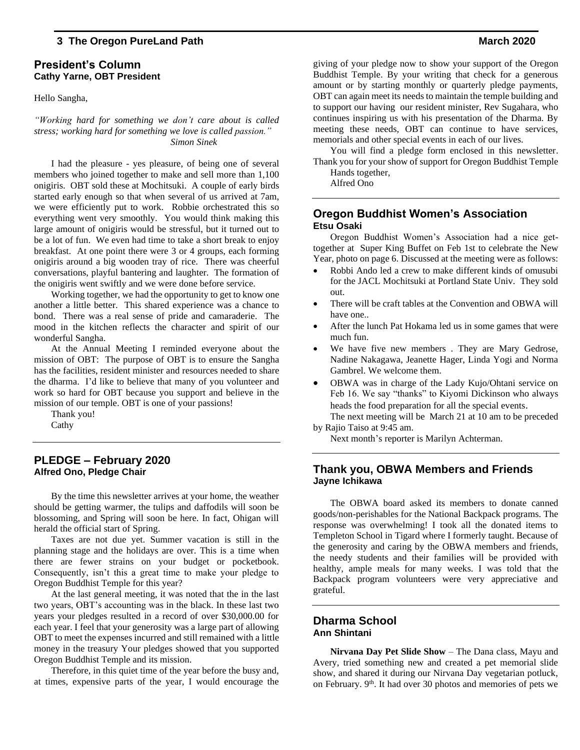## President's Column

**Cathy Yarne, OBT President**

Hello Sangha,

*"Working hard for something we don't care about is called stress; working hard for something we love is called passion."*
*Simon Sinek*

I had the pleasure - yes pleasure, of being one of several members who joined together to make and sell more than 1,100 onigiris. OBT sold these at Mochitsuki. A couple of early birds started early enough so that when several of us arrived at 7am, we were efficiently put to work. Robbie orchestrated this so everything went very smoothly. You would think making this large amount of onigiris would be stressful, but it turned out to be a lot of fun. We even had time to take a short break to enjoy breakfast. At one point there were 3 or 4 groups, each forming onigiris around a big wooden tray of rice. There was cheerful conversations, playful bantering and laughter. The formation of the onigiris went swiftly and we were done before service.

Working together, we had the opportunity to get to know one another a little better. This shared experience was a chance to bond. There was a real sense of pride and camaraderie. The mood in the kitchen reflects the character and spirit of our wonderful Sangha.

At the Annual Meeting I reminded everyone about the mission of OBT: The purpose of OBT is to ensure the Sangha has the facilities, resident minister and resources needed to share the dharma. I'd like to believe that many of you volunteer and work so hard for OBT because you support and believe in the mission of our temple. OBT is one of your passions!

Thank you!
Cathy

## PLEDGE – February 2020

**Alfred Ono, Pledge Chair**

By the time this newsletter arrives at your home, the weather should be getting warmer, the tulips and daffodils will soon be blossoming, and Spring will soon be here. In fact, Ohigan will herald the official start of Spring.

Taxes are not due yet. Summer vacation is still in the planning stage and the holidays are over. This is a time when there are fewer strains on your budget or pocketbook. Consequently, isn't this a great time to make your pledge to Oregon Buddhist Temple for this year?

At the last general meeting, it was noted that the in the last two years, OBT's accounting was in the black. In these last two years your pledges resulted in a record of over $30,000.00 for each year. I feel that your generosity was a large part of allowing OBT to meet the expenses incurred and still remained with a little money in the treasury Your pledges showed that you supported Oregon Buddhist Temple and its mission.

Therefore, in this quiet time of the year before the busy and, at times, expensive parts of the year, I would encourage the giving of your pledge now to show your support of the Oregon Buddhist Temple. By your writing that check for a generous amount or by starting monthly or quarterly pledge payments, OBT can again meet its needs to maintain the temple building and to support our having our resident minister, Rev Sugahara, who continues inspiring us with his presentation of the Dharma. By meeting these needs, OBT can continue to have services, memorials and other special events in each of our lives.

You will find a pledge form enclosed in this newsletter. Thank you for your show of support for Oregon Buddhist Temple

Hands together,
Alfred Ono

## Oregon Buddhist Women's Association

**Etsu Osaki**

Oregon Buddhist Women's Association had a nice get-together at Super King Buffet on Feb 1st to celebrate the New Year, photo on page 6. Discussed at the meeting were as follows:

- Robbi Ando led a crew to make different kinds of omusubi for the JACL Mochitsuki at Portland State Univ. They sold out.
- There will be craft tables at the Convention and OBWA will have one..
- After the lunch Pat Hokama led us in some games that were much fun.
- We have five new members . They are Mary Gedrose, Nadine Nakagawa, Jeanette Hager, Linda Yogi and Norma Gambrel. We welcome them.
- OBWA was in charge of the Lady Kujo/Ohtani service on Feb 16. We say "thanks" to Kiyomi Dickinson who always heads the food preparation for all the special events.

The next meeting will be March 21 at 10 am to be preceded by Rajio Taiso at 9:45 am.

Next month's reporter is Marilyn Achterman.

## Thank you, OBWA Members and Friends

**Jayne Ichikawa**

The OBWA board asked its members to donate canned goods/non-perishables for the National Backpack programs. The response was overwhelming! I took all the donated items to Templeton School in Tigard where I formerly taught. Because of the generosity and caring by the OBWA members and friends, the needy students and their families will be provided with healthy, ample meals for many weeks. I was told that the Backpack program volunteers were very appreciative and grateful.

## Dharma School

**Ann Shintani**

**Nirvana Day Pet Slide Show** – The Dana class, Mayu and Avery, tried something new and created a pet memorial slide show, and shared it during our Nirvana Day vegetarian potluck, on February. 9th. It had over 30 photos and memories of pets we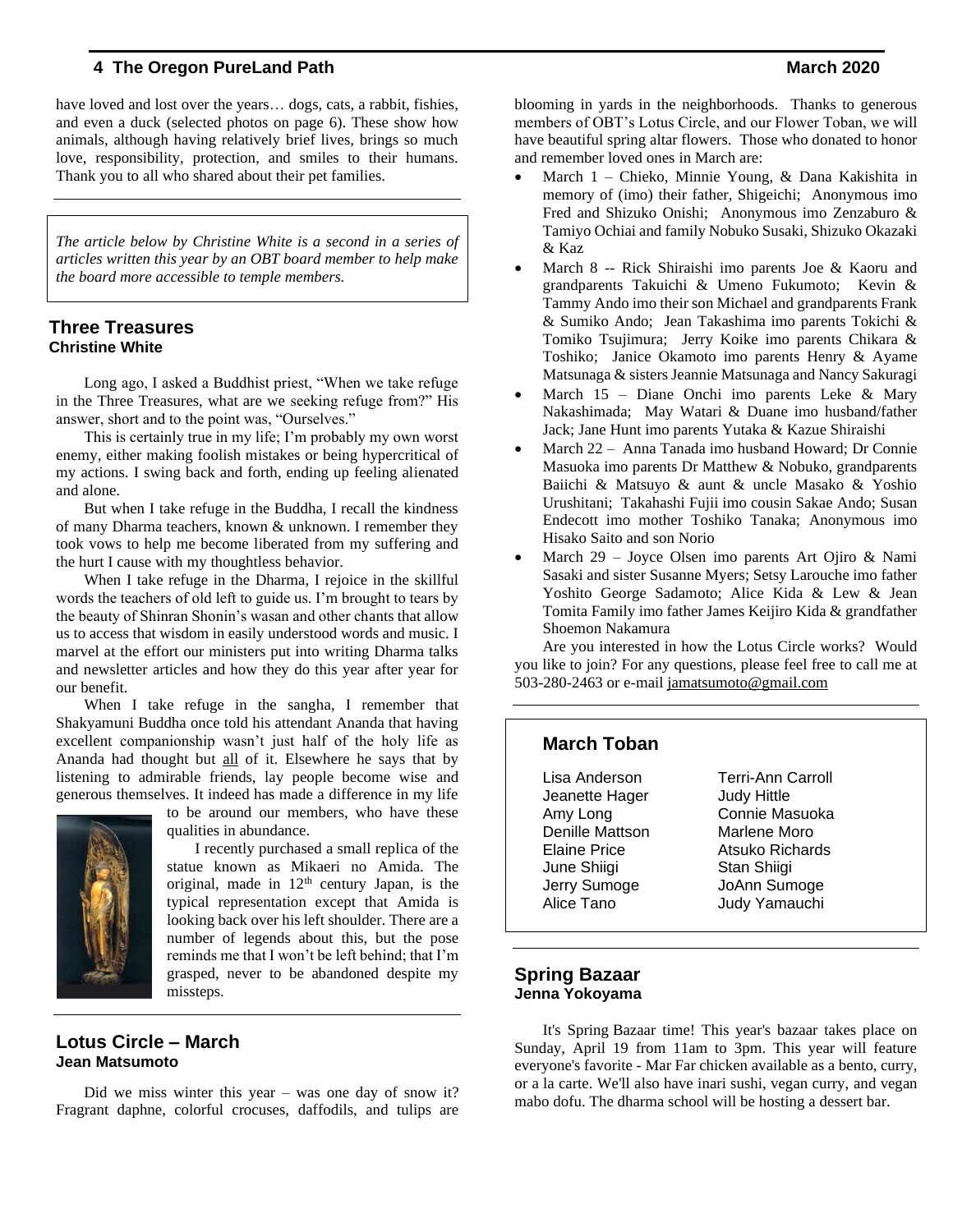have loved and lost over the years… dogs, cats, a rabbit, fishies, and even a duck (selected photos on page 6). These show how animals, although having relatively brief lives, brings so much love, responsibility, protection, and smiles to their humans. Thank you to all who shared about their pet families.

---

*The article below by Christine White is a second in a series of articles written this year by an OBT board member to help make the board more accessible to temple members.*

## Three Treasures
**Christine White**

Long ago, I asked a Buddhist priest, "When we take refuge in the Three Treasures, what are we seeking refuge from?" His answer, short and to the point was, "Ourselves."

This is certainly true in my life; I'm probably my own worst enemy, either making foolish mistakes or being hypercritical of my actions. I swing back and forth, ending up feeling alienated and alone.

But when I take refuge in the Buddha, I recall the kindness of many Dharma teachers, known & unknown. I remember they took vows to help me become liberated from my suffering and the hurt I cause with my thoughtless behavior.

When I take refuge in the Dharma, I rejoice in the skillful words the teachers of old left to guide us. I'm brought to tears by the beauty of Shinran Shonin's wasan and other chants that allow us to access that wisdom in easily understood words and music. I marvel at the effort our ministers put into writing Dharma talks and newsletter articles and how they do this year after year for our benefit.

When I take refuge in the sangha, I remember that Shakyamuni Buddha once told his attendant Ananda that having excellent companionship wasn't just half of the holy life as Ananda had thought but all of it. Elsewhere he says that by listening to admirable friends, lay people become wise and generous themselves. It indeed has made a difference in my life to be around our members, who have these qualities in abundance.

I recently purchased a small replica of the statue known as Mikaeri no Amida. The original, made in 12th century Japan, is the typical representation except that Amida is looking back over his left shoulder. There are a number of legends about this, but the pose reminds me that I won't be left behind; that I'm grasped, never to be abandoned despite my missteps.

---

## Lotus Circle – March
**Jean Matsumoto**

Did we miss winter this year – was one day of snow it? Fragrant daphne, colorful crocuses, daffodils, and tulips are blooming in yards in the neighborhoods. Thanks to generous members of OBT's Lotus Circle, and our Flower Toban, we will have beautiful spring altar flowers. Those who donated to honor and remember loved ones in March are:

- March 1 – Chieko, Minnie Young, & Dana Kakishita in memory of (imo) their father, Shigeichi; Anonymous imo Fred and Shizuko Onishi; Anonymous imo Zenzaburo & Tamiyo Ochiai and family Nobuko Susaki, Shizuko Okazaki & Kaz
- March 8 -- Rick Shiraishi imo parents Joe & Kaoru and grandparents Takuichi & Umeno Fukumoto; Kevin & Tammy Ando imo their son Michael and grandparents Frank & Sumiko Ando; Jean Takashima imo parents Tokichi & Tomiko Tsujimura; Jerry Koike imo parents Chikara & Toshiko; Janice Okamoto imo parents Henry & Ayame Matsunaga & sisters Jeannie Matsunaga and Nancy Sakuragi
- March 15 – Diane Onchi imo parents Leke & Mary Nakashimada; May Watari & Duane imo husband/father Jack; Jane Hunt imo parents Yutaka & Kazue Shiraishi
- March 22 – Anna Tanada imo husband Howard; Dr Connie Masuoka imo parents Dr Matthew & Nobuko, grandparents Baiichi & Matsuyo & aunt & uncle Masako & Yoshio Urushitani; Takahashi Fujii imo cousin Sakae Ando; Susan Endecott imo mother Toshiko Tanaka; Anonymous imo Hisako Saito and son Norio
- March 29 – Joyce Olsen imo parents Art Ojiro & Nami Sasaki and sister Susanne Myers; Setsy Larouche imo father Yoshito George Sadamoto; Alice Kida & Lew & Jean Tomita Family imo father James Keijiro Kida & grandfather Shoemon Nakamura

Are you interested in how the Lotus Circle works? Would you like to join? For any questions, please feel free to call me at 503-280-2463 or e-mail jamatsumoto@gmail.com

---

## March Toban

| | |
|---|---|
| Lisa Anderson | Terri-Ann Carroll |
| Jeanette Hager | Judy Hittle |
| Amy Long | Connie Masuoka |
| Denille Mattson | Marlene Moro |
| Elaine Price | Atsuko Richards |
| June Shiigi | Stan Shiigi |
| Jerry Sumoge | JoAnn Sumoge |
| Alice Tano | Judy Yamauchi |

---

## Spring Bazaar
**Jenna Yokoyama**

It's Spring Bazaar time! This year's bazaar takes place on Sunday, April 19 from 11am to 3pm. This year will feature everyone's favorite - Mar Far chicken available as a bento, curry, or a la carte. We'll also have inari sushi, vegan curry, and vegan mabo dofu. The dharma school will be hosting a dessert bar.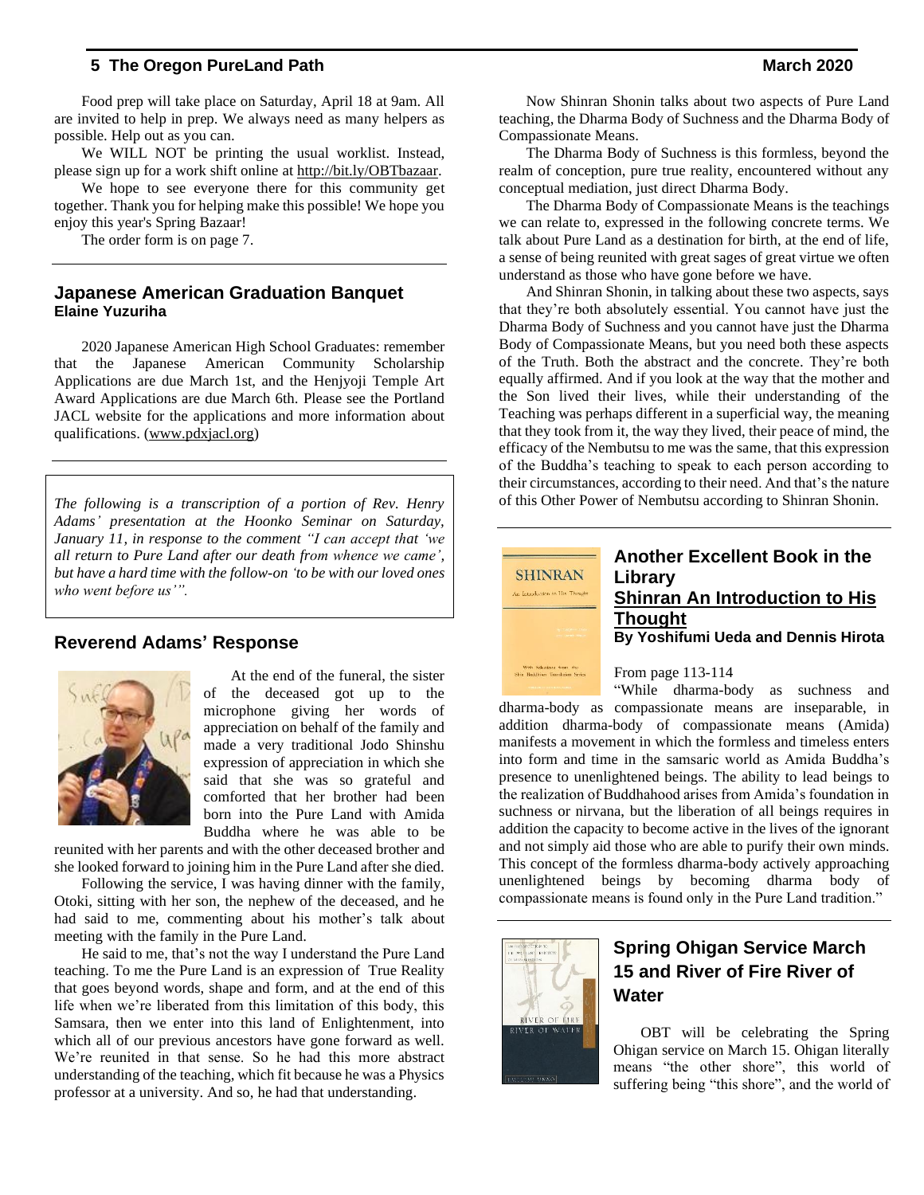Food prep will take place on Saturday, April 18 at 9am. All are invited to help in prep. We always need as many helpers as possible. Help out as you can.

We WILL NOT be printing the usual worklist. Instead, please sign up for a work shift online at http://bit.ly/OBTbazaar.

We hope to see everyone there for this community get together. Thank you for helping make this possible! We hope you enjoy this year's Spring Bazaar!

The order form is on page 7.

---

## Japanese American Graduation Banquet

**Elaine Yuzuriha**

2020 Japanese American High School Graduates: remember that the Japanese American Community Scholarship Applications are due March 1st, and the Henjyoji Temple Art Award Applications are due March 6th. Please see the Portland JACL website for the applications and more information about qualifications. (www.pdxjacl.org)

---

*The following is a transcription of a portion of Rev. Henry Adams' presentation at the Hoonko Seminar on Saturday, January 11, in response to the comment "I can accept that 'we all return to Pure Land after our death from whence we came', but have a hard time with the follow-on 'to be with our loved ones who went before us'".*

## Reverend Adams' Response

At the end of the funeral, the sister of the deceased got up to the microphone giving her words of appreciation on behalf of the family and made a very traditional Jodo Shinshu expression of appreciation in which she said that she was so grateful and comforted that her brother had been born into the Pure Land with Amida Buddha where he was able to be reunited with her parents and with the other deceased brother and she looked forward to joining him in the Pure Land after she died.

Following the service, I was having dinner with the family, Otoki, sitting with her son, the nephew of the deceased, and he had said to me, commenting about his mother's talk about meeting with the family in the Pure Land.

He said to me, that's not the way I understand the Pure Land teaching. To me the Pure Land is an expression of True Reality that goes beyond words, shape and form, and at the end of this life when we're liberated from this limitation of this body, this Samsara, then we enter into this land of Enlightenment, into which all of our previous ancestors have gone forward as well. We're reunited in that sense. So he had this more abstract understanding of the teaching, which fit because he was a Physics professor at a university. And so, he had that understanding.

Now Shinran Shonin talks about two aspects of Pure Land teaching, the Dharma Body of Suchness and the Dharma Body of Compassionate Means.

The Dharma Body of Suchness is this formless, beyond the realm of conception, pure true reality, encountered without any conceptual mediation, just direct Dharma Body.

The Dharma Body of Compassionate Means is the teachings we can relate to, expressed in the following concrete terms. We talk about Pure Land as a destination for birth, at the end of life, a sense of being reunited with great sages of great virtue we often understand as those who have gone before we have.

And Shinran Shonin, in talking about these two aspects, says that they're both absolutely essential. You cannot have just the Dharma Body of Suchness and you cannot have just the Dharma Body of Compassionate Means, but you need both these aspects of the Truth. Both the abstract and the concrete. They're both equally affirmed. And if you look at the way that the mother and the Son lived their lives, while their understanding of the Teaching was perhaps different in a superficial way, the meaning that they took from it, the way they lived, their peace of mind, the efficacy of the Nembutsu to me was the same, that this expression of the Buddha's teaching to speak to each person according to their circumstances, according to their need. And that's the nature of this Other Power of Nembutsu according to Shinran Shonin.

---

## Another Excellent Book in the Library

## <u>Shinran An Introduction to His Thought</u>

**By Yoshifumi Ueda and Dennis Hirota**

From page 113-114

"While dharma-body as suchness and dharma-body as compassionate means are inseparable, in addition dharma-body of compassionate means (Amida) manifests a movement in which the formless and timeless enters into form and time in the samsaric world as Amida Buddha's presence to unenlightened beings. The ability to lead beings to the realization of Buddhahood arises from Amida's foundation in suchness or nirvana, but the liberation of all beings requires in addition the capacity to become active in the lives of the ignorant and not simply aid those who are able to purify their own minds. This concept of the formless dharma-body actively approaching unenlightened beings by becoming dharma body of compassionate means is found only in the Pure Land tradition."

---

## Spring Ohigan Service March 15 and River of Fire River of Water

OBT will be celebrating the Spring Ohigan service on March 15. Ohigan literally means "the other shore", this world of suffering being "this shore", and the world of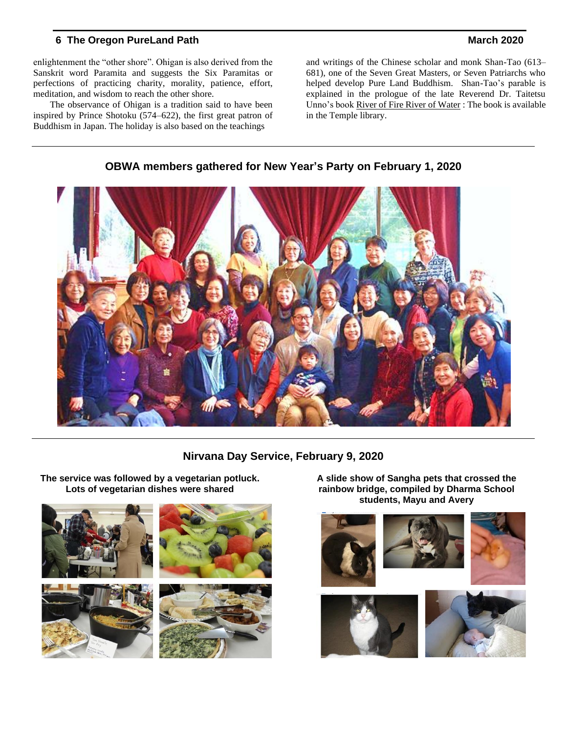enlightenment the "other shore". Ohigan is also derived from the Sanskrit word Paramita and suggests the Six Paramitas or perfections of practicing charity, morality, patience, effort, meditation, and wisdom to reach the other shore.

The observance of Ohigan is a tradition said to have been inspired by Prince Shotoku (574–622), the first great patron of Buddhism in Japan. The holiday is also based on the teachings and writings of the Chinese scholar and monk Shan-Tao (613–681), one of the Seven Great Masters, or Seven Patriarchs who helped develop Pure Land Buddhism. Shan-Tao's parable is explained in the prologue of the late Reverend Dr. Taitetsu Unno's book River of Fire River of Water : The book is available in the Temple library.

## OBWA members gathered for New Year's Party on February 1, 2020

## Nirvana Day Service, February 9, 2020

**The service was followed by a vegetarian potluck. Lots of vegetarian dishes were shared**

**A slide show of Sangha pets that crossed the rainbow bridge, compiled by Dharma School students, Mayu and Avery**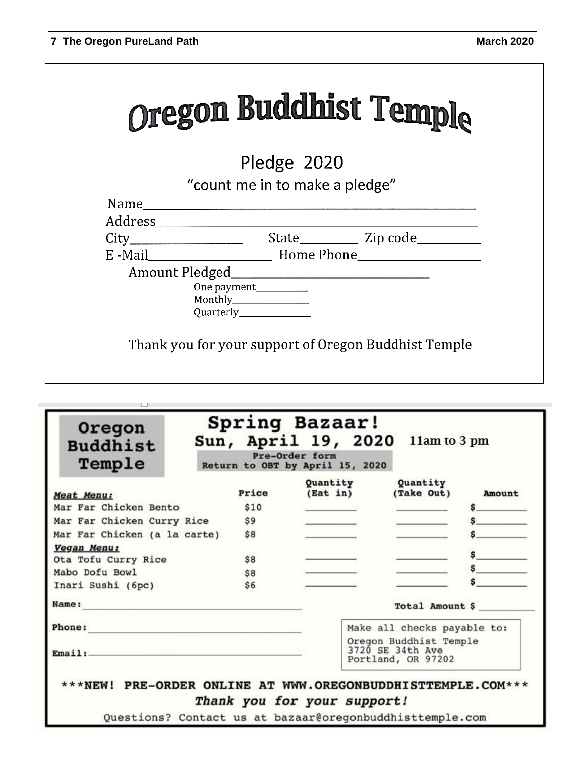# Oregon Buddhist Temple

## Pledge 2020

"count me in to make a pledge"

Name_______________________________________________

Address_____________________________________________

City__________________ State_________ Zip code__________

E -Mail____________________ Home Phone____________________

Amount Pledged________________________________

One payment__________

Monthly______________

Quarterly______________

Thank you for your support of Oregon Buddhist Temple

---

**Oregon Buddhist Temple**

# Spring Bazaar!

## Sun, April 19, 2020 11am to 3 pm

**Pre-Order form**
**Return to OBT by April 15, 2020**

| | Price | Quantity (Eat in) | Quantity (Take Out) | Amount |
|---|---|---|---|---|
| ***Meat Menu:*** | | | | |
| Mar Far Chicken Bento | $10 | ________ | ________ | $________ |
| Mar Far Chicken Curry Rice | $9 | ________ | ________ | $________ |
| Mar Far Chicken (a la carte) | $8 | ________ | ________ | $________ |
| ***Vegan Menu:*** | | | | |
| Ota Tofu Curry Rice | $8 | ________ | ________ | $________ |
| Mabo Dofu Bowl | $8 | ________ | ________ | $________ |
| Inari Sushi (6pc) | $6 | ________ | ________ | $________ |

**Name:** ________________________________________ **Total Amount $** __________

**Phone:** ________________________________________

**Email:** ________________________________________

Make all checks payable to:
Oregon Buddhist Temple
3720 SE 34th Ave
Portland, OR 97202

**\*\*\*NEW! PRE-ORDER ONLINE AT WWW.OREGONBUDDHISTTEMPLE.COM\*\*\***

***Thank you for your support!***

Questions? Contact us at bazaar@oregonbuddhisttemple.com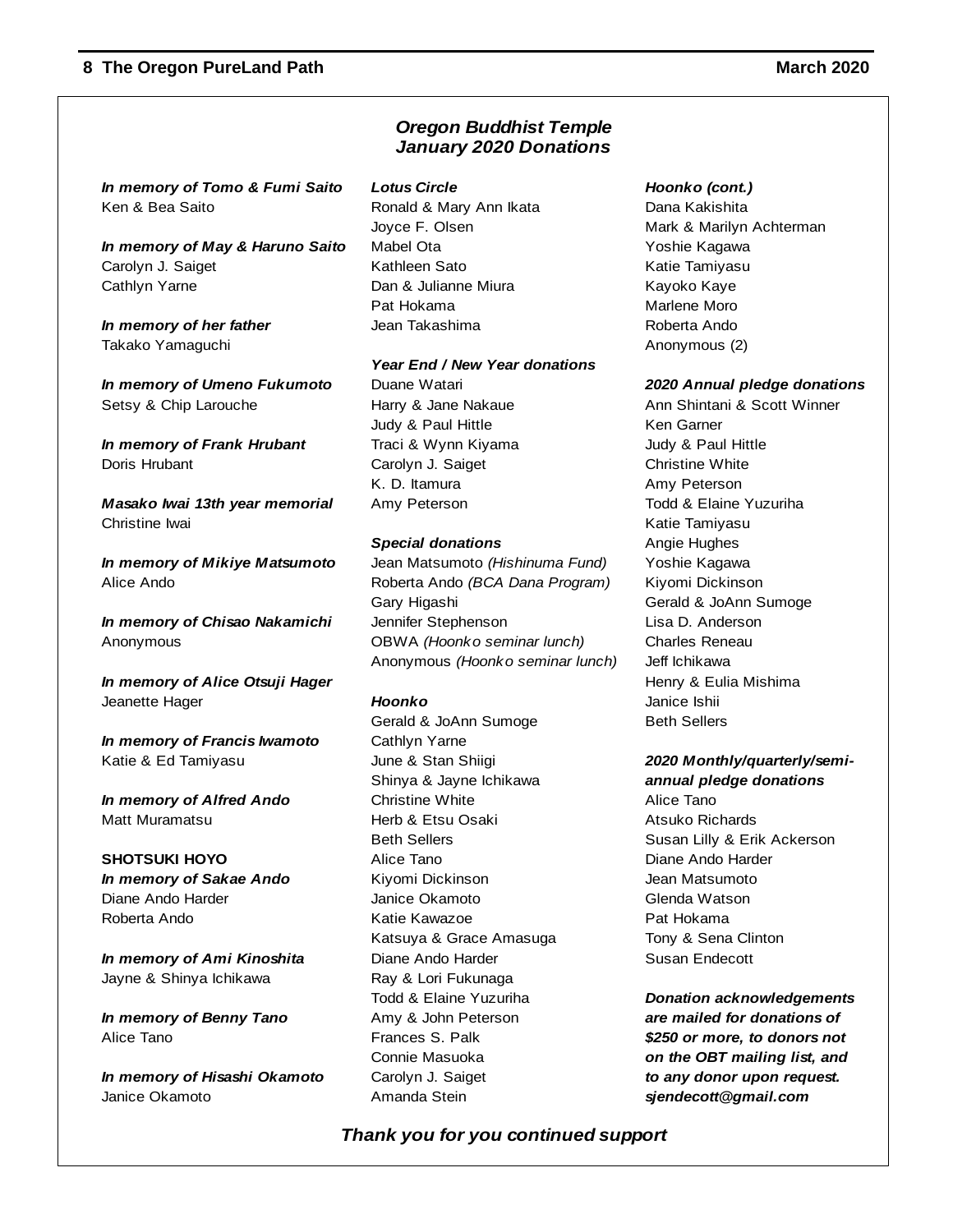## *Oregon Buddhist Temple January 2020 Donations*

***In memory of Tomo & Fumi Saito***
Ken & Bea Saito

***In memory of May & Haruno Saito***
Carolyn J. Saiget
Cathlyn Yarne

***In memory of her father***
Takako Yamaguchi

***In memory of Umeno Fukumoto***
Setsy & Chip Larouche

***In memory of Frank Hrubant***
Doris Hrubant

***Masako Iwai 13th year memorial***
Christine Iwai

***In memory of Mikiye Matsumoto***
Alice Ando

***In memory of Chisao Nakamichi***
Anonymous

***In memory of Alice Otsuji Hager***
Jeanette Hager

***In memory of Francis Iwamoto***
Katie & Ed Tamiyasu

***In memory of Alfred Ando***
Matt Muramatsu

**SHOTSUKI HOYO**
***In memory of Sakae Ando***
Diane Ando Harder
Roberta Ando

***In memory of Ami Kinoshita***
Jayne & Shinya Ichikawa

***In memory of Benny Tano***
Alice Tano

***In memory of Hisashi Okamoto***
Janice Okamoto

***Lotus Circle***
Ronald & Mary Ann Ikata
Joyce F. Olsen
Mabel Ota
Kathleen Sato
Dan & Julianne Miura
Pat Hokama
Jean Takashima

***Year End / New Year donations***
Duane Watari
Harry & Jane Nakaue
Judy & Paul Hittle
Traci & Wynn Kiyama
Carolyn J. Saiget
K. D. Itamura
Amy Peterson

***Special donations***
Jean Matsumoto *(Hishinuma Fund)*
Roberta Ando *(BCA Dana Program)*
Gary Higashi
Jennifer Stephenson
OBWA *(Hoonko seminar lunch)*
Anonymous *(Hoonko seminar lunch)*

***Hoonko***
Gerald & JoAnn Sumoge
Cathlyn Yarne
June & Stan Shiigi
Shinya & Jayne Ichikawa
Christine White
Herb & Etsu Osaki
Beth Sellers
Alice Tano
Kiyomi Dickinson
Janice Okamoto
Katie Kawazoe
Katsuya & Grace Amasuga
Diane Ando Harder
Ray & Lori Fukunaga
Todd & Elaine Yuzuriha
Amy & John Peterson
Frances S. Palk
Connie Masuoka
Carolyn J. Saiget
Amanda Stein

***Hoonko (cont.)***
Dana Kakishita
Mark & Marilyn Achterman
Yoshie Kagawa
Katie Tamiyasu
Kayoko Kaye
Marlene Moro
Roberta Ando
Anonymous (2)

***2020 Annual pledge donations***
Ann Shintani & Scott Winner
Ken Garner
Judy & Paul Hittle
Christine White
Amy Peterson
Todd & Elaine Yuzuriha
Katie Tamiyasu
Angie Hughes
Yoshie Kagawa
Kiyomi Dickinson
Gerald & JoAnn Sumoge
Lisa D. Anderson
Charles Reneau
Jeff Ichikawa
Henry & Eulia Mishima
Janice Ishii
Beth Sellers

***2020 Monthly/quarterly/semi-annual pledge donations***
Alice Tano
Atsuko Richards
Susan Lilly & Erik Ackerson
Diane Ando Harder
Jean Matsumoto
Glenda Watson
Pat Hokama
Tony & Sena Clinton
Susan Endecott

***Donation acknowledgements are mailed for donations of $250 or more, to donors not on the OBT mailing list, and to any donor upon request. sjendecott@gmail.com***

***Thank you for you continued support***